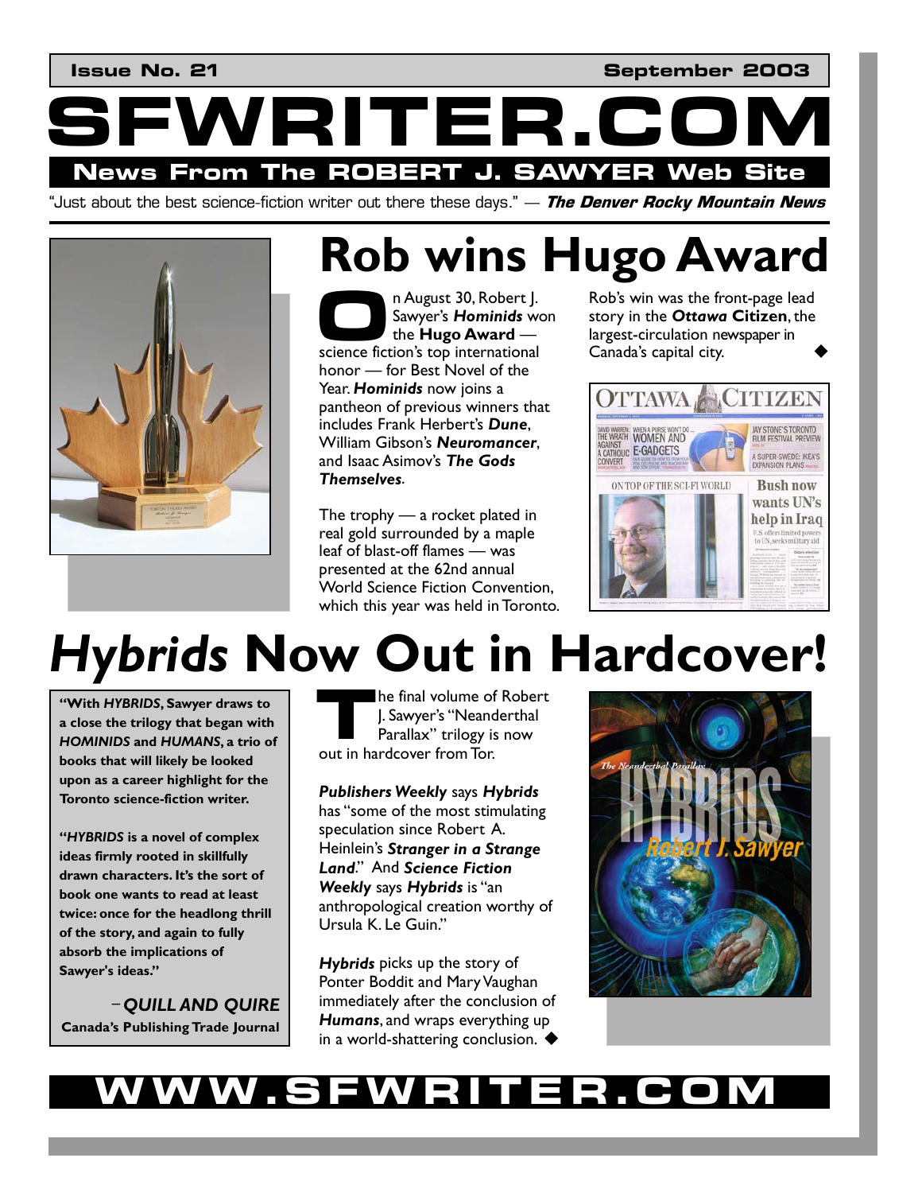**Issue No. 21** **September 2003**

# SFWRITER.COM

## News From The ROBERT J. SAWYER Web Site

"Just about the best science-fiction writer out there these days." — ***The Denver Rocky Mountain News***

# Rob wins Hugo Award

On August 30, Robert J. Sawyer's ***Hominids*** won the **Hugo Award** — science fiction's top international honor — for Best Novel of the Year. ***Hominids*** now joins a pantheon of previous winners that includes Frank Herbert's ***Dune***, William Gibson's ***Neuromancer***, and Isaac Asimov's ***The Gods Themselves***.

The trophy — a rocket plated in real gold surrounded by a maple leaf of blast-off flames — was presented at the 62nd annual World Science Fiction Convention, which this year was held in Toronto.

Rob's win was the front-page lead story in the ***Ottawa* Citizen**, the largest-circulation newspaper in Canada's capital city. ◆

# *Hybrids* Now Out in Hardcover!

The final volume of Robert J. Sawyer's "Neanderthal Parallax" trilogy is now out in hardcover from Tor.

***Publishers Weekly*** says ***Hybrids*** has "some of the most stimulating speculation since Robert A. Heinlein's ***Stranger in a Strange Land***." And ***Science Fiction Weekly*** says ***Hybrids*** is "an anthropological creation worthy of Ursula K. Le Guin."

***Hybrids*** picks up the story of Ponter Boddit and Mary Vaughan immediately after the conclusion of ***Humans***, and wraps everything up in a world-shattering conclusion. ◆

**"With *HYBRIDS*, Sawyer draws to a close the trilogy that began with *HOMINIDS* and *HUMANS*, a trio of books that will likely be looked upon as a career highlight for the Toronto science-fiction writer.**

**"*HYBRIDS* is a novel of complex ideas firmly rooted in skillfully drawn characters. It's the sort of book one wants to read at least twice: once for the headlong thrill of the story, and again to fully absorb the implications of Sawyer's ideas."**

– ***QUILL AND QUIRE***
**Canada's Publishing Trade Journal**

## WWW.SFWRITER.COM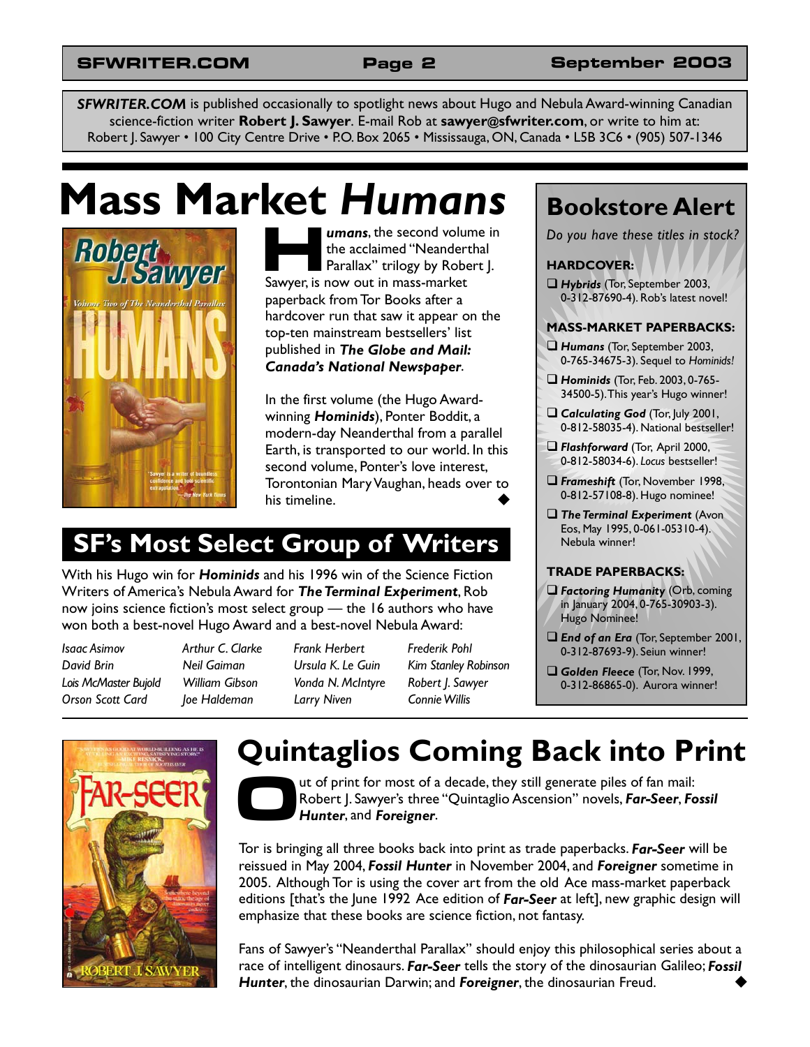***SFWRITER.COM*** is published occasionally to spotlight news about Hugo and Nebula Award-winning Canadian science-fiction writer **Robert J. Sawyer**. E-mail Rob at **sawyer@sfwriter.com**, or write to him at: Robert J. Sawyer • 100 City Centre Drive • P.O. Box 2065 • Mississauga, ON, Canada • L5B 3C6 • (905) 507-1346

# Mass Market *Humans*

***Humans***, the second volume in the acclaimed "Neanderthal Parallax" trilogy by Robert J. Sawyer, is now out in mass-market paperback from Tor Books after a hardcover run that saw it appear on the top-ten mainstream bestsellers' list published in ***The Globe and Mail: Canada's National Newspaper***.

In the first volume (the Hugo Award-winning ***Hominids***), Ponter Boddit, a modern-day Neanderthal from a parallel Earth, is transported to our world. In this second volume, Ponter's love interest, Torontonian Mary Vaughan, heads over to his timeline. ◆

## SF's Most Select Group of Writers

With his Hugo win for ***Hominids*** and his 1996 win of the Science Fiction Writers of America's Nebula Award for ***The Terminal Experiment***, Rob now joins science fiction's most select group — the 16 authors who have won both a best-novel Hugo Award and a best-novel Nebula Award:

| | | | |
|---|---|---|---|
| *Isaac Asimov* | *Arthur C. Clarke* | *Frank Herbert* | *Frederik Pohl* |
| *David Brin* | *Neil Gaiman* | *Ursula K. Le Guin* | *Kim Stanley Robinson* |
| *Lois McMaster Bujold* | *William Gibson* | *Vonda N. McIntyre* | *Robert J. Sawyer* |
| *Orson Scott Card* | *Joe Haldeman* | *Larry Niven* | *Connie Willis* |

## Bookstore Alert

*Do you have these titles in stock?*

**HARDCOVER:**

- ❑ ***Hybrids*** (Tor, September 2003, 0-312-87690-4). Rob's latest novel!

**MASS-MARKET PAPERBACKS:**

- ❑ ***Humans*** (Tor, September 2003, 0-765-34675-3). Sequel to *Hominids!*
- ❑ ***Hominids*** (Tor, Feb. 2003, 0-765-34500-5). This year's Hugo winner!
- ❑ ***Calculating God*** (Tor, July 2001, 0-812-58035-4). National bestseller!
- ❑ ***Flashforward*** (Tor, April 2000, 0-812-58034-6). *Locus* bestseller!
- ❑ ***Frameshift*** (Tor, November 1998, 0-812-57108-8). Hugo nominee!
- ❑ ***The Terminal Experiment*** (Avon Eos, May 1995, 0-061-05310-4). Nebula winner!

**TRADE PAPERBACKS:**

- ❑ ***Factoring Humanity*** (Orb, coming in January 2004, 0-765-30903-3). Hugo Nominee!
- ❑ ***End of an Era*** (Tor, September 2001, 0-312-87693-9). Seiun winner!
- ❑ ***Golden Fleece*** (Tor, Nov. 1999, 0-312-86865-0). Aurora winner!

# Quintaglios Coming Back into Print

Out of print for most of a decade, they still generate piles of fan mail: Robert J. Sawyer's three "Quintaglio Ascension" novels, ***Far-Seer***, ***Fossil Hunter***, and ***Foreigner***.

Tor is bringing all three books back into print as trade paperbacks. ***Far-Seer*** will be reissued in May 2004, ***Fossil Hunter*** in November 2004, and ***Foreigner*** sometime in 2005. Although Tor is using the cover art from the old Ace mass-market paperback editions [that's the June 1992 Ace edition of ***Far-Seer*** at left], new graphic design will emphasize that these books are science fiction, not fantasy.

Fans of Sawyer's "Neanderthal Parallax" should enjoy this philosophical series about a race of intelligent dinosaurs. ***Far-Seer*** tells the story of the dinosaurian Galileo; ***Fossil Hunter***, the dinosaurian Darwin; and ***Foreigner***, the dinosaurian Freud. ◆